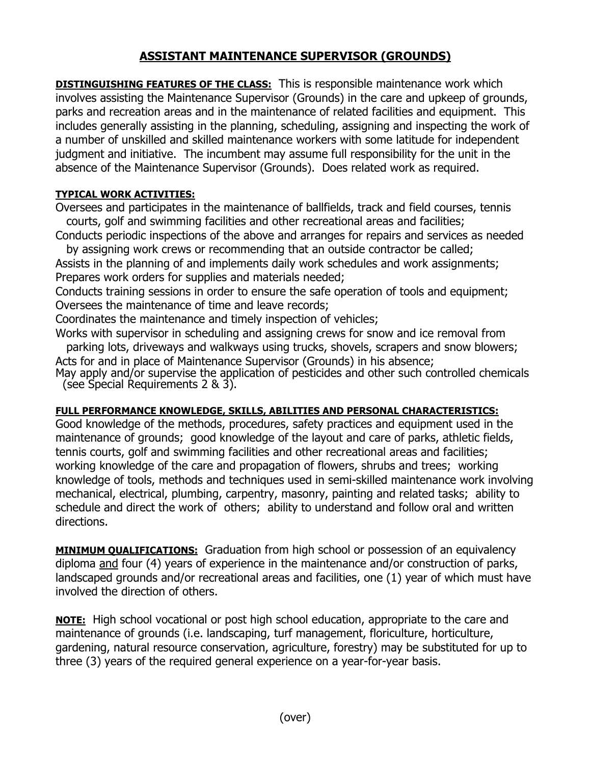# ASSISTANT MAINTENANCE SUPERVISOR (GROUNDS)

**DISTINGUISHING FEATURES OF THE CLASS:** This is responsible maintenance work which involves assisting the Maintenance Supervisor (Grounds) in the care and upkeep of grounds, parks and recreation areas and in the maintenance of related facilities and equipment. This includes generally assisting in the planning, scheduling, assigning and inspecting the work of a number of unskilled and skilled maintenance workers with some latitude for independent judgment and initiative. The incumbent may assume full responsibility for the unit in the absence of the Maintenance Supervisor (Grounds). Does related work as required.

**TYPICAL WORK ACTIVITIES:**

Oversees and participates in the maintenance of ballfields, track and field courses, tennis courts, golf and swimming facilities and other recreational areas and facilities;
Conducts periodic inspections of the above and arranges for repairs and services as needed by assigning work crews or recommending that an outside contractor be called;
Assists in the planning of and implements daily work schedules and work assignments;
Prepares work orders for supplies and materials needed;
Conducts training sessions in order to ensure the safe operation of tools and equipment;
Oversees the maintenance of time and leave records;
Coordinates the maintenance and timely inspection of vehicles;
Works with supervisor in scheduling and assigning crews for snow and ice removal from parking lots, driveways and walkways using trucks, shovels, scrapers and snow blowers;
Acts for and in place of Maintenance Supervisor (Grounds) in his absence;
May apply and/or supervise the application of pesticides and other such controlled chemicals (see Special Requirements 2 & 3).

**FULL PERFORMANCE KNOWLEDGE, SKILLS, ABILITIES AND PERSONAL CHARACTERISTICS:**
Good knowledge of the methods, procedures, safety practices and equipment used in the maintenance of grounds; good knowledge of the layout and care of parks, athletic fields, tennis courts, golf and swimming facilities and other recreational areas and facilities; working knowledge of the care and propagation of flowers, shrubs and trees; working knowledge of tools, methods and techniques used in semi-skilled maintenance work involving mechanical, electrical, plumbing, carpentry, masonry, painting and related tasks; ability to schedule and direct the work of others; ability to understand and follow oral and written directions.

**MINIMUM QUALIFICATIONS:** Graduation from high school or possession of an equivalency diploma and four (4) years of experience in the maintenance and/or construction of parks, landscaped grounds and/or recreational areas and facilities, one (1) year of which must have involved the direction of others.

**NOTE:** High school vocational or post high school education, appropriate to the care and maintenance of grounds (i.e. landscaping, turf management, floriculture, horticulture, gardening, natural resource conservation, agriculture, forestry) may be substituted for up to three (3) years of the required general experience on a year-for-year basis.

(over)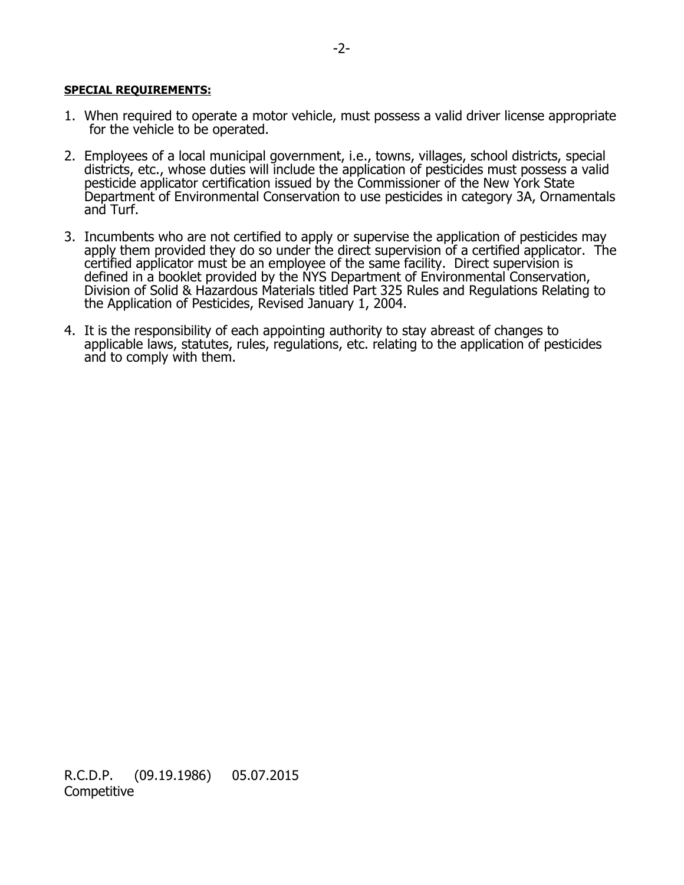**SPECIAL REQUIREMENTS:**

1. When required to operate a motor vehicle, must possess a valid driver license appropriate for the vehicle to be operated.

2. Employees of a local municipal government, i.e., towns, villages, school districts, special districts, etc., whose duties will include the application of pesticides must possess a valid pesticide applicator certification issued by the Commissioner of the New York State Department of Environmental Conservation to use pesticides in category 3A, Ornamentals and Turf.

3. Incumbents who are not certified to apply or supervise the application of pesticides may apply them provided they do so under the direct supervision of a certified applicator. The certified applicator must be an employee of the same facility. Direct supervision is defined in a booklet provided by the NYS Department of Environmental Conservation, Division of Solid & Hazardous Materials titled Part 325 Rules and Regulations Relating to the Application of Pesticides, Revised January 1, 2004.

4. It is the responsibility of each appointing authority to stay abreast of changes to applicable laws, statutes, rules, regulations, etc. relating to the application of pesticides and to comply with them.

R.C.D.P. (09.19.1986) 05.07.2015
Competitive